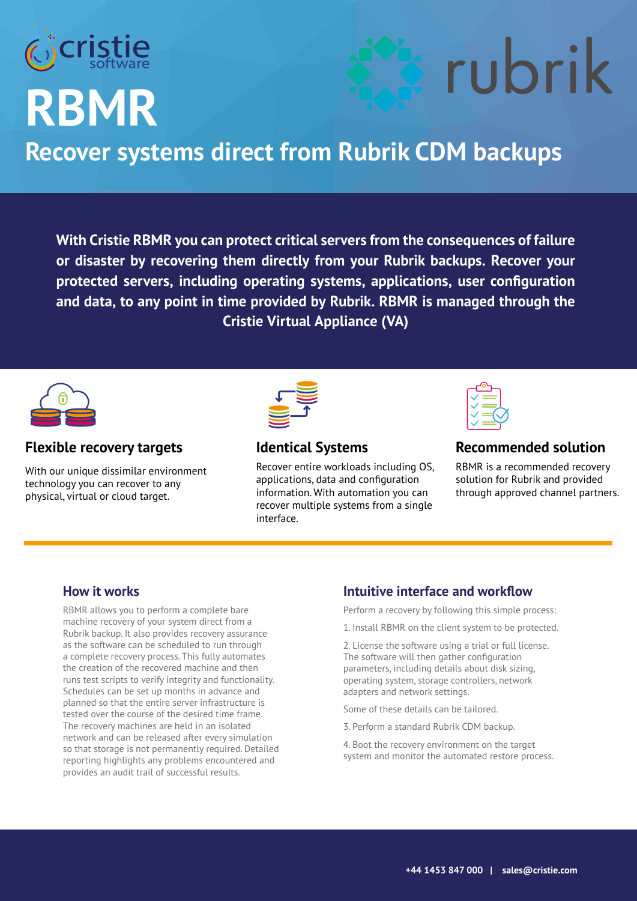cristie software

rubrik

# RBMR

## Recover systems direct from Rubrik CDM backups

**With Cristie RBMR you can protect critical servers from the consequences of failure or disaster by recovering them directly from your Rubrik backups. Recover your protected servers, including operating systems, applications, user configuration and data, to any point in time provided by Rubrik. RBMR is managed through the Cristie Virtual Appliance (VA)**

### Flexible recovery targets

With our unique dissimilar environment technology you can recover to any physical, virtual or cloud target.

### Identical Systems

Recover entire workloads including OS, applications, data and configuration information. With automation you can recover multiple systems from a single interface.

### Recommended solution

RBMR is a recommended recovery solution for Rubrik and provided through approved channel partners.

### How it works

RBMR allows you to perform a complete bare machine recovery of your system direct from a Rubrik backup. It also provides recovery assurance as the software can be scheduled to run through a complete recovery process. This fully automates the creation of the recovered machine and then runs test scripts to verify integrity and functionality. Schedules can be set up months in advance and planned so that the entire server infrastructure is tested over the course of the desired time frame. The recovery machines are held in an isolated network and can be released after every simulation so that storage is not permanently required. Detailed reporting highlights any problems encountered and provides an audit trail of successful results.

### Intuitive interface and workflow

Perform a recovery by following this simple process:

1. Install RBMR on the client system to be protected.

2. License the software using a trial or full license. The software will then gather configuration parameters, including details about disk sizing, operating system, storage controllers, network adapters and network settings.

Some of these details can be tailored.

3. Perform a standard Rubrik CDM backup.

4. Boot the recovery environment on the target system and monitor the automated restore process.

**+44 1453 847 000 | sales@cristie.com**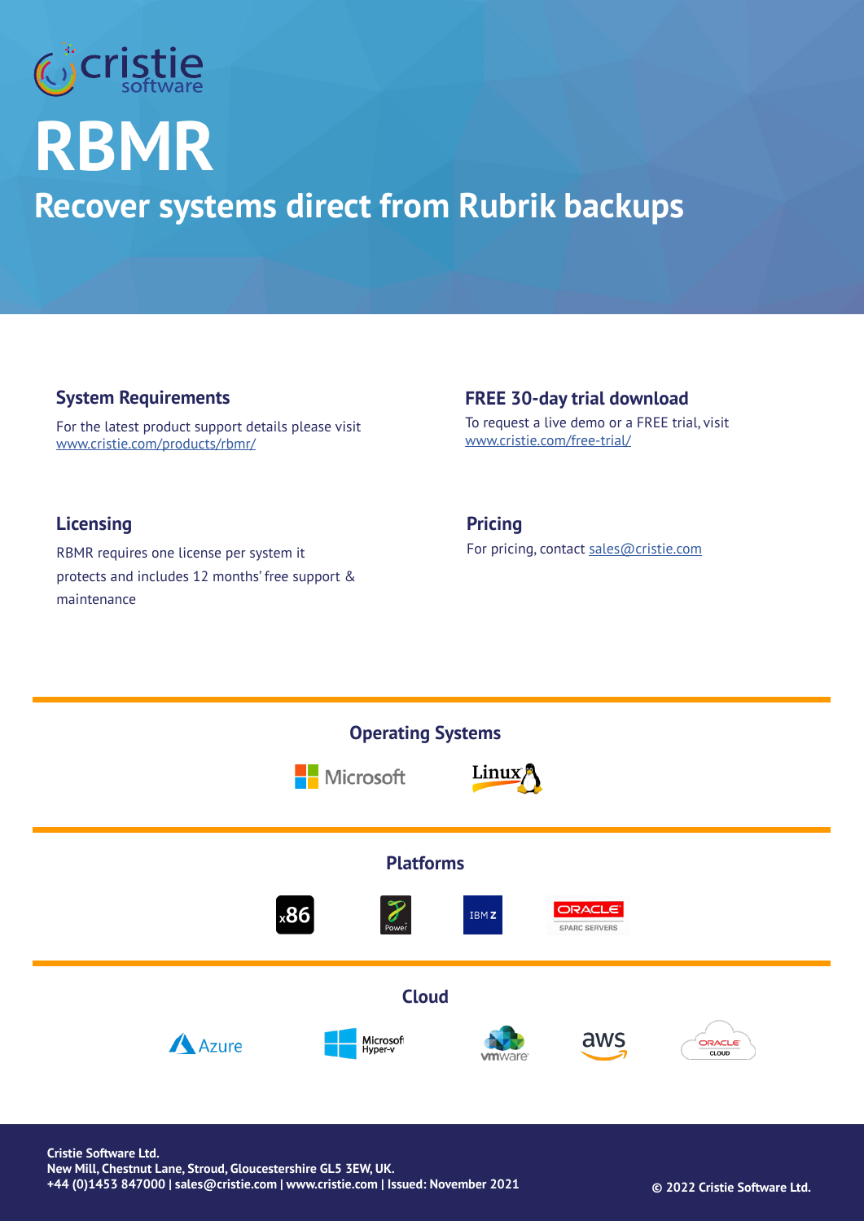# RBMR

## Recover systems direct from Rubrik backups

### System Requirements

For the latest product support details please visit www.cristie.com/products/rbmr/

### FREE 30-day trial download

To request a live demo or a FREE trial, visit www.cristie.com/free-trial/

### Licensing

RBMR requires one license per system it protects and includes 12 months' free support & maintenance

### Pricing

For pricing, contact sales@cristie.com

### Operating Systems

Microsoft

Linux

### Platforms

x86

Power

IBM Z

ORACLE SPARC SERVERS

### Cloud

Azure

Microsoft Hyper-v

vmware

aws

ORACLE CLOUD

**Cristie Software Ltd.**
**New Mill, Chestnut Lane, Stroud, Gloucestershire GL5 3EW, UK.**
**+44 (0)1453 847000 | sales@cristie.com | www.cristie.com | Issued: November 2021**

**© 2022 Cristie Software Ltd.**